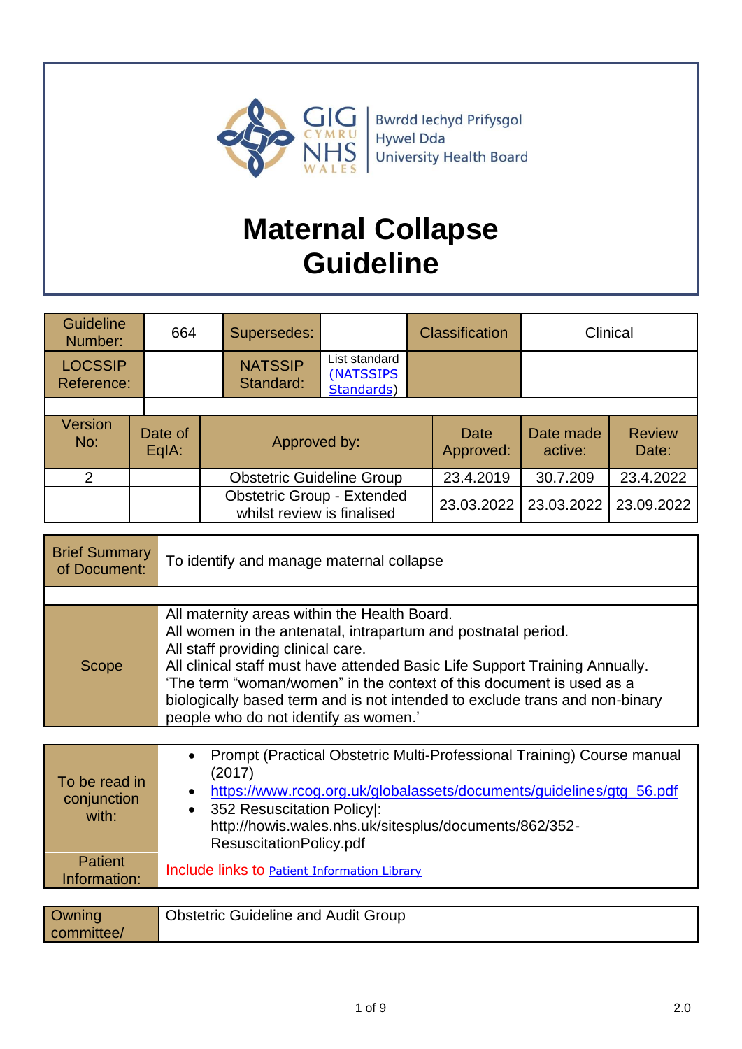Bwrdd Iechyd Prifysgol Hywel Dda University Health Board

# Maternal Collapse Guideline

| Guideline Number: | 664 | Supersedes: | | Classification | Clinical |
|---|---|---|---|---|---|
| LOCSSIP Reference: | | NATSSIP Standard: | List standard (NATSSIPS Standards) | | |

| Version No: | Date of EqIA: | Approved by: | Date Approved: | Date made active: | Review Date: |
|---|---|---|---|---|---|
| 2 | | Obstetric Guideline Group | 23.4.2019 | 30.7.209 | 23.4.2022 |
| | | Obstetric Group - Extended whilst review is finalised | 23.03.2022 | 23.03.2022 | 23.09.2022 |

| | |
|---|---|
| Brief Summary of Document: | To identify and manage maternal collapse |
| Scope | All maternity areas within the Health Board.<br>All women in the antenatal, intrapartum and postnatal period.<br>All staff providing clinical care.<br>All clinical staff must have attended Basic Life Support Training Annually.<br>'The term "woman/women" in the context of this document is used as a biologically based term and is not intended to exclude trans and non-binary people who do not identify as women.' |

| | |
|---|---|
| To be read in conjunction with: | • Prompt (Practical Obstetric Multi-Professional Training) Course manual (2017)<br>• https://www.rcog.org.uk/globalassets/documents/guidelines/gtg_56.pdf<br>• 352 Resuscitation Policy\|: http://howis.wales.nhs.uk/sitesplus/documents/862/352-ResuscitationPolicy.pdf |
| Patient Information: | Include links to Patient Information Library |

| | |
|---|---|
| Owning committee/ | Obstetric Guideline and Audit Group |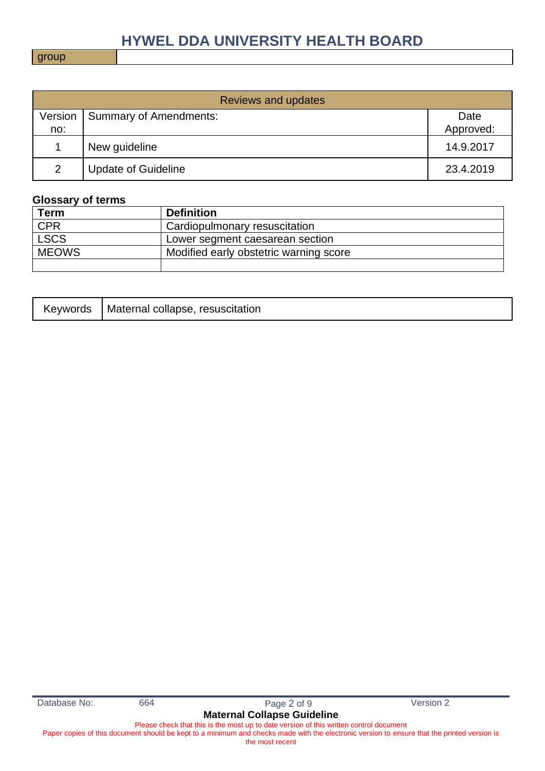| group | |
|---|---|

| Reviews and updates | | |
|---|---|---|
| Version no: | Summary of Amendments: | Date Approved: |
| 1 | New guideline | 14.9.2017 |
| 2 | Update of Guideline | 23.4.2019 |

**Glossary of terms**

| Term | Definition |
|---|---|
| CPR | Cardiopulmonary resuscitation |
| LSCS | Lower segment caesarean section |
| MEOWS | Modified early obstetric warning score |
| | |

| Keywords | Maternal collapse, resuscitation |
|---|---|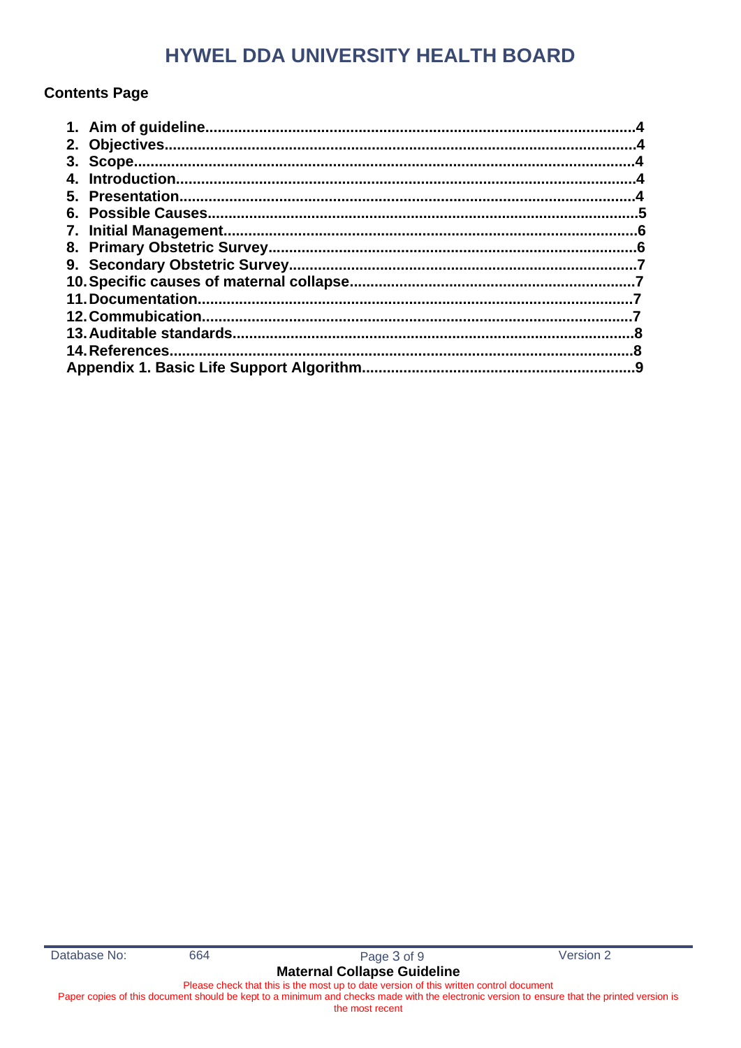# HYWEL DDA UNIVERSITY HEALTH BOARD

## Contents Page

1. **Aim of guideline......................................................................................................4**
2. **Objectives..................................................................................................................4**
3. **Scope.........................................................................................................................4**
4. **Introduction...............................................................................................................4**
5. **Presentation..............................................................................................................4**
6. **Possible Causes........................................................................................................5**
7. **Initial Management....................................................................................................6**
8. **Primary Obstetric Survey..........................................................................................6**
9. **Secondary Obstetric Survey.....................................................................................7**
10. **Specific causes of maternal collapse......................................................................7**
11. **Documentation..........................................................................................................7**
12. **Commubication.........................................................................................................7**
13. **Auditable standards..................................................................................................8**
14. **References................................................................................................................8**

**Appendix 1. Basic Life Support Algorithm....................................................................9**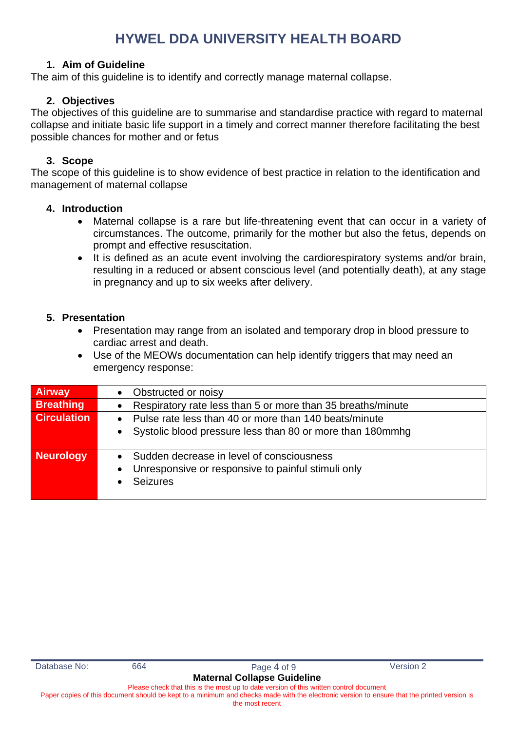# HYWEL DDA UNIVERSITY HEALTH BOARD

## 1. Aim of Guideline

The aim of this guideline is to identify and correctly manage maternal collapse.

## 2. Objectives

The objectives of this guideline are to summarise and standardise practice with regard to maternal collapse and initiate basic life support in a timely and correct manner therefore facilitating the best possible chances for mother and or fetus

## 3. Scope

The scope of this guideline is to show evidence of best practice in relation to the identification and management of maternal collapse

## 4. Introduction

- Maternal collapse is a rare but life-threatening event that can occur in a variety of circumstances. The outcome, primarily for the mother but also the fetus, depends on prompt and effective resuscitation.
- It is defined as an acute event involving the cardiorespiratory systems and/or brain, resulting in a reduced or absent conscious level (and potentially death), at any stage in pregnancy and up to six weeks after delivery.

## 5. Presentation

- Presentation may range from an isolated and temporary drop in blood pressure to cardiac arrest and death.
- Use of the MEOWs documentation can help identify triggers that may need an emergency response:

| | |
|---|---|
| **Airway** | • Obstructed or noisy |
| **Breathing** | • Respiratory rate less than 5 or more than 35 breaths/minute |
| **Circulation** | • Pulse rate less than 40 or more than 140 beats/minute<br>• Systolic blood pressure less than 80 or more than 180mmhg |
| **Neurology** | • Sudden decrease in level of consciousness<br>• Unresponsive or responsive to painful stimuli only<br>• Seizures |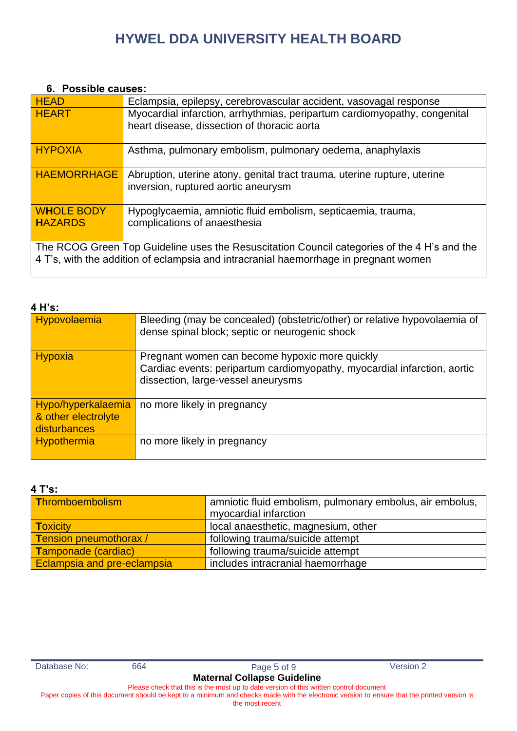## 6. Possible causes:

| | |
|---|---|
| HEAD | Eclampsia, epilepsy, cerebrovascular accident, vasovagal response |
| HEART | Myocardial infarction, arrhythmias, peripartum cardiomyopathy, congenital heart disease, dissection of thoracic aorta |
| HYPOXIA | Asthma, pulmonary embolism, pulmonary oedema, anaphylaxis |
| HAEMORRHAGE | Abruption, uterine atony, genital tract trauma, uterine rupture, uterine inversion, ruptured aortic aneurysm |
| W**H**OLE BODY **H**AZARDS | Hypoglycaemia, amniotic fluid embolism, septicaemia, trauma, complications of anaesthesia |
| The RCOG Green Top Guideline uses the Resuscitation Council categories of the 4 H's and the 4 T's, with the addition of eclampsia and intracranial haemorrhage in pregnant women | |

**4 H's:**

| | |
|---|---|
| Hypovolaemia | Bleeding (may be concealed) (obstetric/other) or relative hypovolaemia of dense spinal block; septic or neurogenic shock |
| Hypoxia | Pregnant women can become hypoxic more quickly<br>Cardiac events: peripartum cardiomyopathy, myocardial infarction, aortic dissection, large-vessel aneurysms |
| Hypo/hyperkalaemia & other electrolyte disturbances | no more likely in pregnancy |
| Hypothermia | no more likely in pregnancy |

**4 T's:**

| | |
|---|---|
| **T**hromboembolism | amniotic fluid embolism, pulmonary embolus, air embolus, myocardial infarction |
| **T**oxicity | local anaesthetic, magnesium, other |
| **T**ension pneumothorax / | following trauma/suicide attempt |
| **T**amponade (cardiac) | following trauma/suicide attempt |
| Eclampsia and pre-eclampsia | includes intracranial haemorrhage |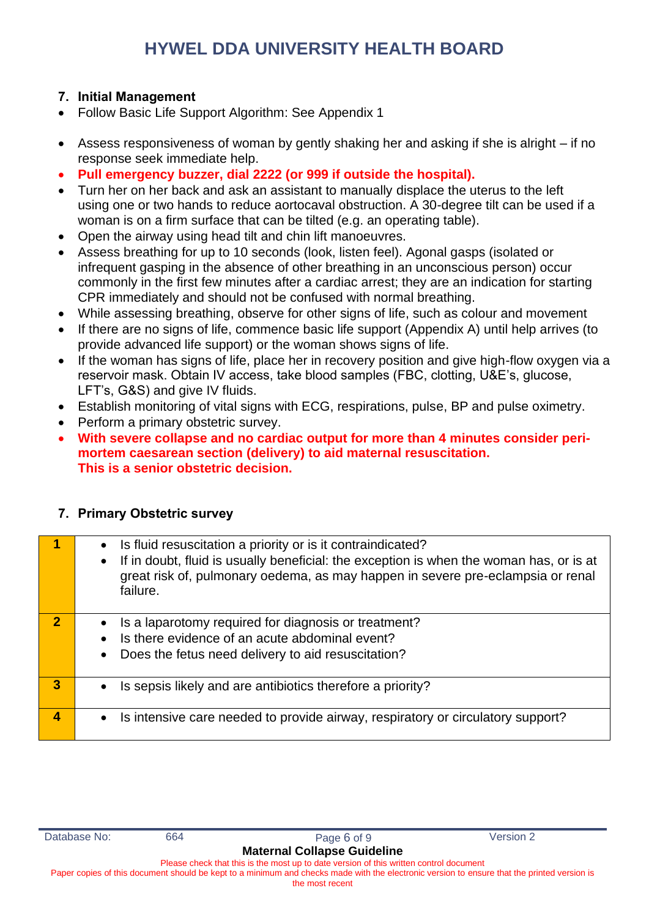## 7. Initial Management

- Follow Basic Life Support Algorithm: See Appendix 1

- Assess responsiveness of woman by gently shaking her and asking if she is alright – if no response seek immediate help.
- **Pull emergency buzzer, dial 2222 (or 999 if outside the hospital).**
- Turn her on her back and ask an assistant to manually displace the uterus to the left using one or two hands to reduce aortocaval obstruction. A 30-degree tilt can be used if a woman is on a firm surface that can be tilted (e.g. an operating table).
- Open the airway using head tilt and chin lift manoeuvres.
- Assess breathing for up to 10 seconds (look, listen feel). Agonal gasps (isolated or infrequent gasping in the absence of other breathing in an unconscious person) occur commonly in the first few minutes after a cardiac arrest; they are an indication for starting CPR immediately and should not be confused with normal breathing.
- While assessing breathing, observe for other signs of life, such as colour and movement
- If there are no signs of life, commence basic life support (Appendix A) until help arrives (to provide advanced life support) or the woman shows signs of life.
- If the woman has signs of life, place her in recovery position and give high-flow oxygen via a reservoir mask. Obtain IV access, take blood samples (FBC, clotting, U&E's, glucose, LFT's, G&S) and give IV fluids.
- Establish monitoring of vital signs with ECG, respirations, pulse, BP and pulse oximetry.
- Perform a primary obstetric survey.
- **With severe collapse and no cardiac output for more than 4 minutes consider peri-mortem caesarean section (delivery) to aid maternal resuscitation. This is a senior obstetric decision.**

## 7. Primary Obstetric survey

| | |
|---|---|
| **1** | • Is fluid resuscitation a priority or is it contraindicated?<br>• If in doubt, fluid is usually beneficial: the exception is when the woman has, or is at great risk of, pulmonary oedema, as may happen in severe pre-eclampsia or renal failure. |
| **2** | • Is a laparotomy required for diagnosis or treatment?<br>• Is there evidence of an acute abdominal event?<br>• Does the fetus need delivery to aid resuscitation? |
| **3** | • Is sepsis likely and are antibiotics therefore a priority? |
| **4** | • Is intensive care needed to provide airway, respiratory or circulatory support? |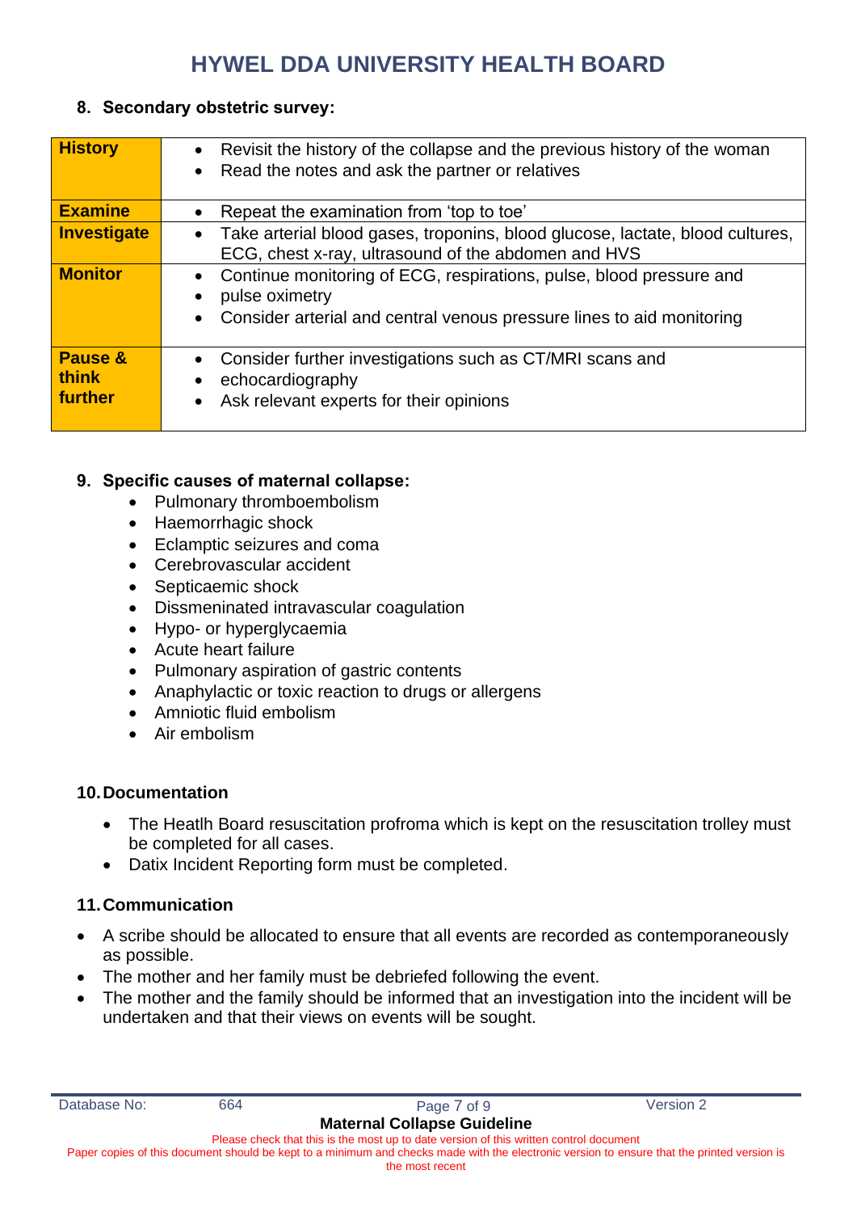## 8. Secondary obstetric survey:

| | |
|---|---|
| **History** | • Revisit the history of the collapse and the previous history of the woman<br>• Read the notes and ask the partner or relatives |
| **Examine** | • Repeat the examination from 'top to toe' |
| **Investigate** | • Take arterial blood gases, troponins, blood glucose, lactate, blood cultures, ECG, chest x-ray, ultrasound of the abdomen and HVS |
| **Monitor** | • Continue monitoring of ECG, respirations, pulse, blood pressure and<br>• pulse oximetry<br>• Consider arterial and central venous pressure lines to aid monitoring |
| **Pause & think further** | • Consider further investigations such as CT/MRI scans and<br>• echocardiography<br>• Ask relevant experts for their opinions |

## 9. Specific causes of maternal collapse:

- Pulmonary thromboembolism
- Haemorrhagic shock
- Eclamptic seizures and coma
- Cerebrovascular accident
- Septicaemic shock
- Dissmeninated intravascular coagulation
- Hypo- or hyperglycaemia
- Acute heart failure
- Pulmonary aspiration of gastric contents
- Anaphylactic or toxic reaction to drugs or allergens
- Amniotic fluid embolism
- Air embolism

## 10. Documentation

- The Heatlh Board resuscitation profroma which is kept on the resuscitation trolley must be completed for all cases.
- Datix Incident Reporting form must be completed.

## 11. Communication

- A scribe should be allocated to ensure that all events are recorded as contemporaneously as possible.
- The mother and her family must be debriefed following the event.
- The mother and the family should be informed that an investigation into the incident will be undertaken and that their views on events will be sought.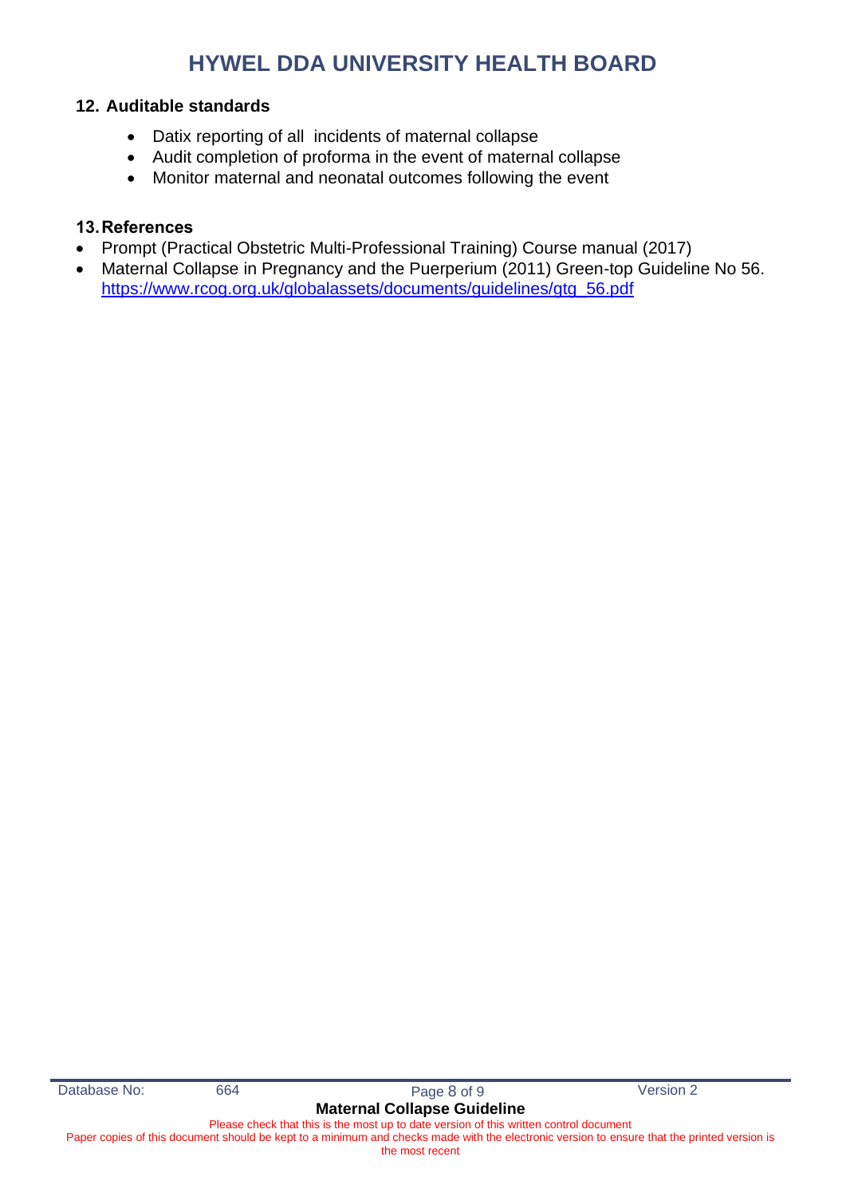## 12. Auditable standards

- Datix reporting of all incidents of maternal collapse
- Audit completion of proforma in the event of maternal collapse
- Monitor maternal and neonatal outcomes following the event

## 13. References

- Prompt (Practical Obstetric Multi-Professional Training) Course manual (2017)
- Maternal Collapse in Pregnancy and the Puerperium (2011) Green-top Guideline No 56. https://www.rcog.org.uk/globalassets/documents/guidelines/gtg_56.pdf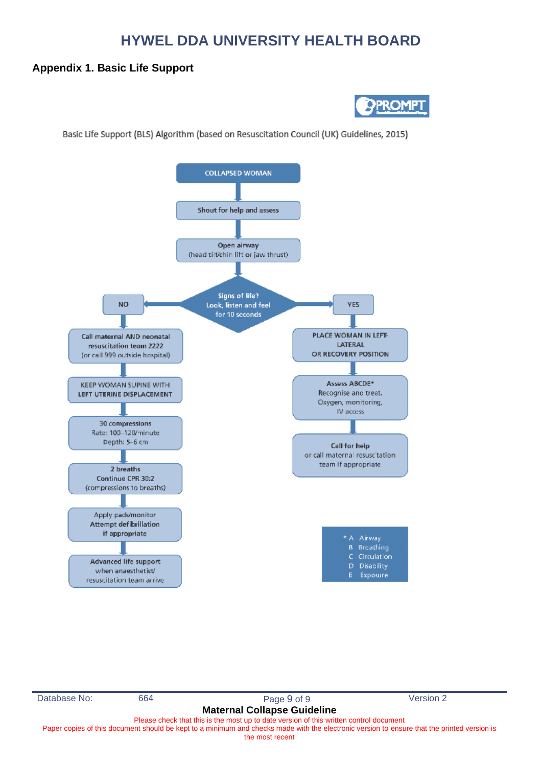## Appendix 1. Basic Life Support

PROMPT

Basic Life Support (BLS) Algorithm (based on Resuscitation Council (UK) Guidelines, 2015)

COLLAPSED WOMAN

Shout for help and assess

Open airway
(head tilt/chin lift or jaw thrust)

Signs of life?
Look, listen and feel
for 10 seconds

NO

Call maternal AND neonatal
resuscitation team 2222
(or call 999 outside hospital)

KEEP WOMAN SUPINE WITH
LEFT UTERINE DISPLACEMENT

30 compressions
Rate: 100–120/minute
Depth: 5–6 cm

2 breaths
Continue CPR 30:2
(compressions to breaths)

Apply pads/monitor
Attempt defibrillation
if appropriate

Advanced life support
when anaesthetist/
resuscitation team arrive

YES

PLACE WOMAN IN LEFT-LATERAL
OR RECOVERY POSITION

Assess ABCDE*
Recognise and treat.
Oxygen, monitoring,
IV access

Call for help
or call maternal resuscitation
team if appropriate

* A Airway
B Breathing
C Circulation
D Disability
E Exposure